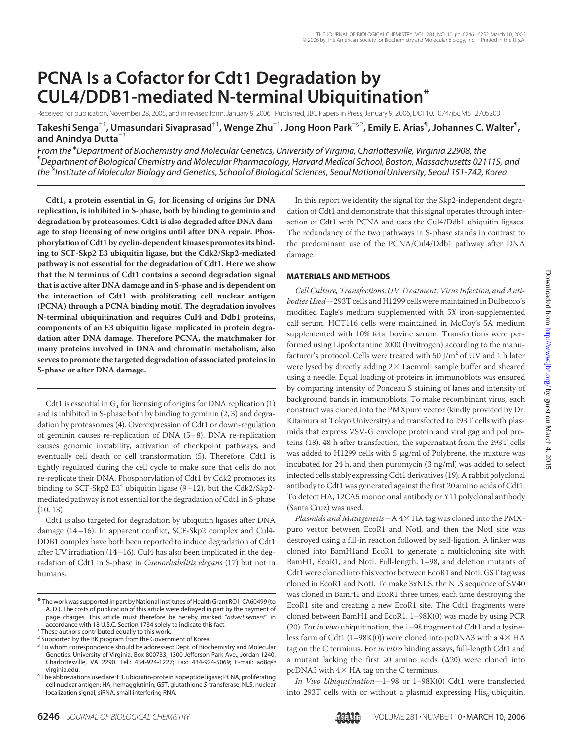# PCNA Is a Cofactor for Cdt1 Degradation by CUL4/DDB1-mediated N-terminal Ubiquitination*

Received for publication, November 28, 2005, and in revised form, January 9, 2006 Published, JBC Papers in Press, January 9, 2006, DOI 10.1074/jbc.M512705200

**Takeshi Senga[‡1], Umasundari Sivaprasad[‡1], Wenge Zhu[‡1], Jong Hoon Park[‡§2], Emily E. Arias[¶], Johannes C. Walter[¶], and Anindya Dutta[‡3]**

*From the [‡]Department of Biochemistry and Molecular Genetics, University of Virginia, Charlottesville, Virginia 22908, the [¶]Department of Biological Chemistry and Molecular Pharmacology, Harvard Medical School, Boston, Massachusetts 021115, and the [§]Institute of Molecular Biology and Genetics, School of Biological Sciences, Seoul National University, Seoul 151-742, Korea*

**Cdt1, a protein essential in $G_1$ for licensing of origins for DNA replication, is inhibited in S-phase, both by binding to geminin and degradation by proteasomes. Cdt1 is also degraded after DNA damage to stop licensing of new origins until after DNA repair. Phosphorylation of Cdt1 by cyclin-dependent kinases promotes its binding to SCF-Skp2 E3 ubiquitin ligase, but the Cdk2/Skp2-mediated pathway is not essential for the degradation of Cdt1. Here we show that the N terminus of Cdt1 contains a second degradation signal that is active after DNA damage and in S-phase and is dependent on the interaction of Cdt1 with proliferating cell nuclear antigen (PCNA) through a PCNA binding motif. The degradation involves N-terminal ubiquitination and requires Cul4 and Ddb1 proteins, components of an E3 ubiquitin ligase implicated in protein degradation after DNA damage. Therefore PCNA, the matchmaker for many proteins involved in DNA and chromatin metabolism, also serves to promote the targeted degradation of associated proteins in S-phase or after DNA damage.**

Cdt1 is essential in $G_1$ for licensing of origins for DNA replication (1) and is inhibited in S-phase both by binding to geminin (2, 3) and degradation by proteasomes (4). Overexpression of Cdt1 or down-regulation of geminin causes re-replication of DNA (5–8). DNA re-replication causes genomic instability, activation of checkpoint pathways, and eventually cell death or cell transformation (5). Therefore, Cdt1 is tightly regulated during the cell cycle to make sure that cells do not re-replicate their DNA. Phosphorylation of Cdt1 by Cdk2 promotes its binding to SCF-Skp2 E3[4] ubiquitin ligase (9–12), but the Cdk2/Skp2-mediated pathway is not essential for the degradation of Cdt1 in S-phase (10, 13).

Cdt1 is also targeted for degradation by ubiquitin ligases after DNA damage (14–16). In apparent conflict, SCF-Skp2 complex and Cul4-DDB1 complex have both been reported to induce degradation of Cdt1 after UV irradiation (14–16). Cul4 has also been implicated in the degradation of Cdt1 in S-phase in *Caenorhabditis elegans* (17) but not in humans.

In this report we identify the signal for the Skp2-independent degradation of Cdt1 and demonstrate that this signal operates through interaction of Cdt1 with PCNA and uses the Cul4/Ddb1 ubiquitin ligases. The redundancy of the two pathways in S-phase stands in contrast to the predominant use of the PCNA/Cul4/Ddb1 pathway after DNA damage.

## MATERIALS AND METHODS

*Cell Culture, Transfections, UV Treatment, Virus Infection, and Antibodies Used*—293T cells and H1299 cells were maintained in Dulbecco's modified Eagle's medium supplemented with 5% iron-supplemented calf serum. HCT116 cells were maintained in McCoy's 5A medium supplemented with 10% fetal bovine serum. Transfections were performed using Lipofectamine 2000 (Invitrogen) according to the manufacturer's protocol. Cells were treated with 50 J/$m^2$ of UV and 1 h later were lysed by directly adding 2× Laemmli sample buffer and sheared using a needle. Equal loading of proteins in immunoblots was ensured by comparing intensity of Ponceau S staining of lanes and intensity of background bands in immunoblots. To make recombinant virus, each construct was cloned into the PMXpuro vector (kindly provided by Dr. Kitamura at Tokyo University) and transfected to 293T cells with plasmids that express VSV-G envelope protein and viral gag and pol proteins (18). 48 h after transfection, the supernatant from the 293T cells was added to H1299 cells with 5 μg/ml of Polybrene, the mixture was incubated for 24 h, and then puromycin (3 ng/ml) was added to select infected cells stably expressing Cdt1 derivatives (19). A rabbit polyclonal antibody to Cdt1 was generated against the first 20 amino acids of Cdt1. To detect HA, 12CA5 monoclonal antibody or Y11 polyclonal antibody (Santa Cruz) was used.

*Plasmids and Mutagenesis*—A 4× HA tag was cloned into the PMXpuro vector between EcoR1 and NotI, and then the NotI site was destroyed using a fill-in reaction followed by self-ligation. A linker was cloned into BamH1and EcoR1 to generate a multicloning site with BamH1, EcoR1, and NotI. Full-length, 1–98, and deletion mutants of Cdt1 were cloned into this vector between EcoR1 and NotI. GST tag was cloned in EcoR1 and NotI. To make 3xNLS, the NLS sequence of SV40 was cloned in BamH1 and EcoR1 three times, each time destroying the EcoR1 site and creating a new EcoR1 site. The Cdt1 fragments were cloned between BamH1 and EcoR1. 1–98K(0) was made by using PCR (20). For *in vivo* ubiquitination, the 1–98 fragment of Cdt1 and a lysine-less form of Cdt1 (1–98K(0)) were cloned into pcDNA3 with a 4× HA tag on the C terminus. For *in vitro* binding assays, full-length Cdt1 and a mutant lacking the first 20 amino acids (Δ20) were cloned into pcDNA3 with 4× HA tag on the C terminus.

*In Vivo Ubiquitination*—1–98 or 1–98K(0) Cdt1 were transfected into 293T cells with or without a plasmid expressing $His_6$-ubiquitin.

---

* The work was supported in part by National Institutes of Health Grant RO1-CA60499 (to A. D.). The costs of publication of this article were defrayed in part by the payment of page charges. This article must therefore be hereby marked "*advertisement*" in accordance with 18 U.S.C. Section 1734 solely to indicate this fact.

[1] These authors contributed equally to this work.

[2] Supported by the BK program from the Government of Korea.

[3] To whom correspondence should be addressed: Dept. of Biochemistry and Molecular Genetics, University of Virginia, Box 800733, 1300 Jefferson Park Ave., Jordan 1240, Charlottesville, VA 2290. Tel.: 434-924-1227; Fax: 434-924-5069; E-mail: ad8q@virginia.edu.

[4] The abbreviations used are: E3, ubiquitin-protein isopeptide ligase; PCNA, proliferating cell nuclear antigen; HA, hemagglutinin; GST, glutathione *S*-transferase; NLS, nuclear localization signal; siRNA, small interfering RNA.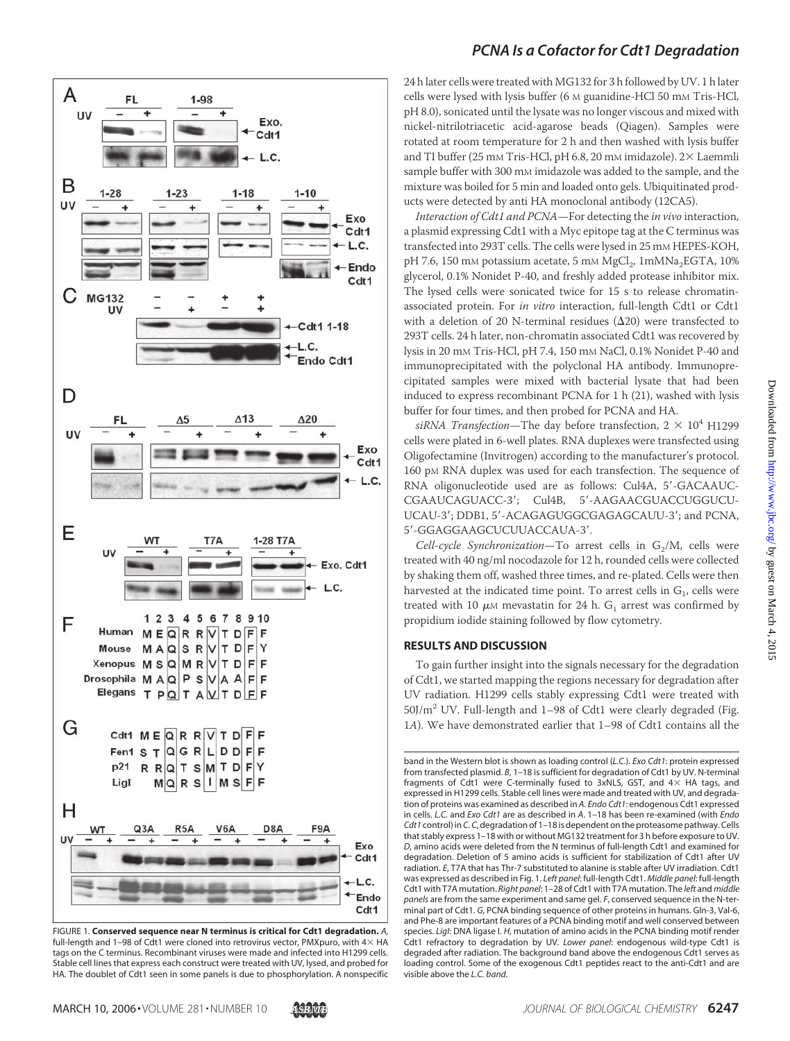FIGURE 1. **Conserved sequence near N terminus is critical for Cdt1 degradation.** *A*, full-length and 1–98 of Cdt1 were cloned into retrovirus vector, PMXpuro, with 4× HA tags on the C terminus. Recombinant viruses were made and infected into H1299 cells. Stable cell lines that express each construct were treated with UV, lysed, and probed for HA. The doublet of Cdt1 seen in some panels is due to phosphorylation. A nonspecific band in the Western blot is shown as loading control (*L.C.*). *Exo Cdt1*: protein expressed from transfected plasmid. *B*, 1–18 is sufficient for degradation of Cdt1 by UV. N-terminal fragments of Cdt1 were C-terminally fused to 3xNLS, GST, and 4× HA tags, and expressed in H1299 cells. Stable cell lines were made and treated with UV, and degradation of proteins was examined as described in *A*. *Endo Cdt1*: endogenous Cdt1 expressed in cells. *L.C.* and *Exo Cdt1* are as described in *A*. 1–18 has been re-examined (with *Endo Cdt1* control) in *C*. *C*, degradation of 1–18 is dependent on the proteasome pathway. Cells that stably express 1–18 with or without MG132 treatment for 3 h before exposure to UV. *D*, amino acids were deleted from the N terminus of full-length Cdt1 and examined for degradation. Deletion of 5 amino acids is sufficient for stabilization of Cdt1 after UV radiation. *E*, T7A that has Thr-7 substituted to alanine is stable after UV irradiation. Cdt1 was expressed as described in Fig. 1. *Left panel*: full-length Cdt1. *Middle panel*: full-length Cdt1 with T7A mutation. *Right panel*: 1–28 of Cdt1 with T7A mutation. The *left* and *middle panels* are from the same experiment and same gel. *F*, conserved sequence in the N-terminal part of Cdt1. *G*, PCNA binding sequence of other proteins in humans. Gln-3, Val-6, and Phe-8 are important features of a PCNA binding motif and well conserved between species. *LigI*: DNA ligase I. *H*, mutation of amino acids in the PCNA binding motif render Cdt1 refractory to degradation by UV. *Lower panel*: endogenous wild-type Cdt1 is degraded after radiation. The background band above the endogenous Cdt1 serves as loading control. Some of the exogenous Cdt1 peptides react to the anti-Cdt1 and are visible above the *L.C. band*.

24 h later cells were treated with MG132 for 3 h followed by UV. 1 h later cells were lysed with lysis buffer (6 M guanidine-HCl 50 mM Tris-HCl, pH 8.0), sonicated until the lysate was no longer viscous and mixed with nickel-nitrilotriacetic acid-agarose beads (Qiagen). Samples were rotated at room temperature for 2 h and then washed with lysis buffer and TI buffer (25 mM Tris-HCl, pH 6.8, 20 mM imidazole). 2× Laemmli sample buffer with 300 mM imidazole was added to the sample, and the mixture was boiled for 5 min and loaded onto gels. Ubiquitinated products were detected by anti HA monoclonal antibody (12CA5).

*Interaction of Cdt1 and PCNA*—For detecting the *in vivo* interaction, a plasmid expressing Cdt1 with a Myc epitope tag at the C terminus was transfected into 293T cells. The cells were lysed in 25 mM HEPES-KOH, pH 7.6, 150 mM potassium acetate, 5 mM $MgCl_2$, 1mM$Na_2$EGTA, 10% glycerol, 0.1% Nonidet P-40, and freshly added protease inhibitor mix. The lysed cells were sonicated twice for 15 s to release chromatin-associated protein. For *in vitro* interaction, full-length Cdt1 or Cdt1 with a deletion of 20 N-terminal residues (Δ20) were transfected to 293T cells. 24 h later, non-chromatin associated Cdt1 was recovered by lysis in 20 mM Tris-HCl, pH 7.4, 150 mM NaCl, 0.1% Nonidet P-40 and immunoprecipitated with the polyclonal HA antibody. Immunoprecipitated samples were mixed with bacterial lysate that had been induced to express recombinant PCNA for 1 h (21), washed with lysis buffer for four times, and then probed for PCNA and HA.

*siRNA Transfection*—The day before transfection, $2 \times 10^4$ H1299 cells were plated in 6-well plates. RNA duplexes were transfected using Oligofectamine (Invitrogen) according to the manufacturer's protocol. 160 pM RNA duplex was used for each transfection. The sequence of RNA oligonucleotide used are as follows: Cul4A, 5′-GACAAUCCGAAUCAGUACC-3′; Cul4B, 5′-AAGAACGUACCUGGUCUUCAU-3′; DDB1, 5′-ACAGAGUGGCGAGAGCAUU-3′; and PCNA, 5′-GGAGGAAGCUCUUACCAUA-3′.

*Cell-cycle Synchronization*—To arrest cells in $G_2$/M, cells were treated with 40 ng/ml nocodazole for 12 h, rounded cells were collected by shaking them off, washed three times, and re-plated. Cells were then harvested at the indicated time point. To arrest cells in $G_1$, cells were treated with 10 μM mevastatin for 24 h. $G_1$ arrest was confirmed by propidium iodide staining followed by flow cytometry.

## RESULTS AND DISCUSSION

To gain further insight into the signals necessary for the degradation of Cdt1, we started mapping the regions necessary for degradation after UV radiation. H1299 cells stably expressing Cdt1 were treated with 50J/$m^2$ UV. Full-length and 1–98 of Cdt1 were clearly degraded (Fig. 1*A*). We have demonstrated earlier that 1–98 of Cdt1 contains all the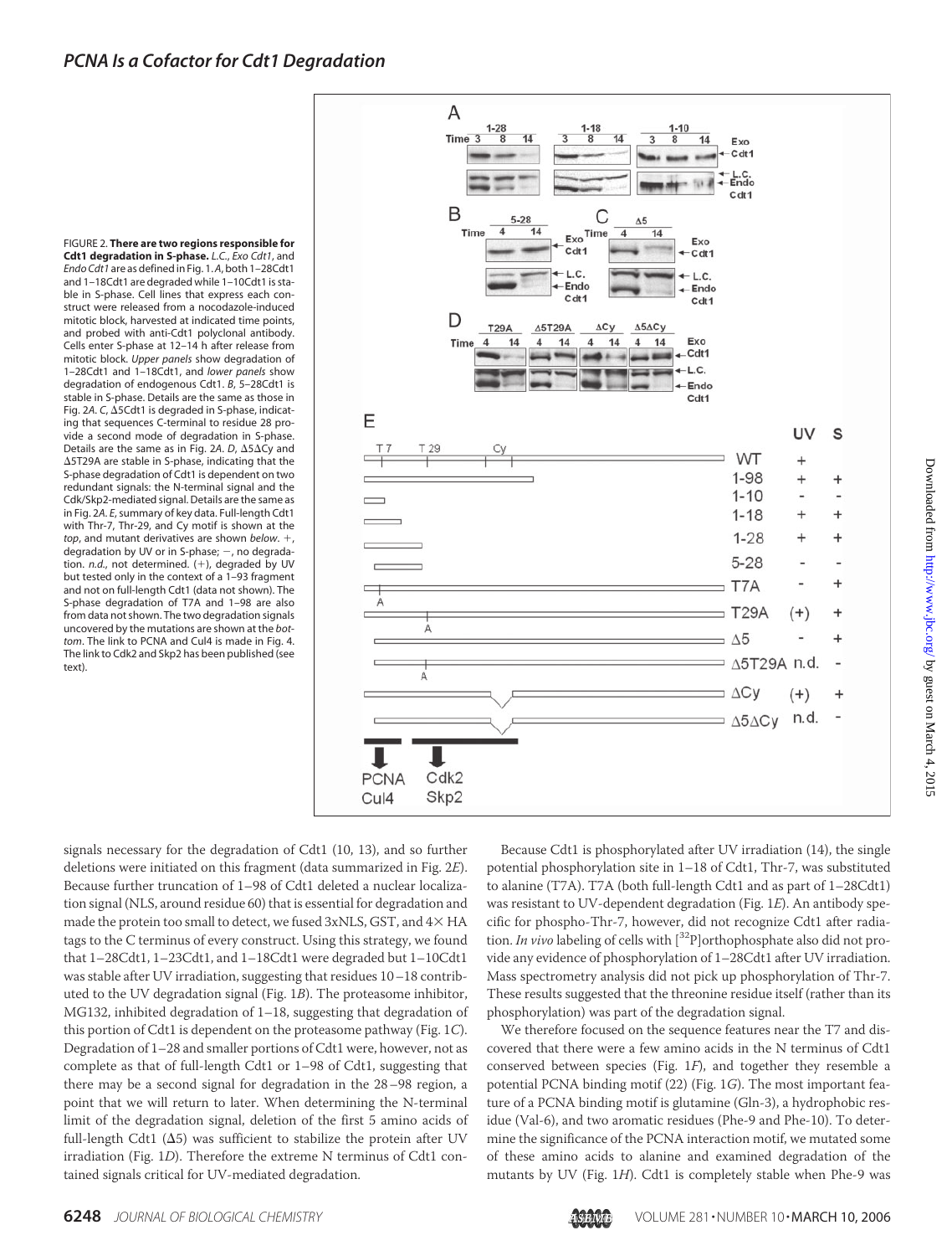FIGURE 2. **There are two regions responsible for Cdt1 degradation in S-phase.** *L.C.*, *Exo Cdt1*, and *Endo Cdt1* are as defined in Fig. 1. *A*, both 1–28Cdt1 and 1–18Cdt1 are degraded while 1–10Cdt1 is stable in S-phase. Cell lines that express each construct were released from a nocodazole-induced mitotic block, harvested at indicated time points, and probed with anti-Cdt1 polyclonal antibody. Cells enter S-phase at 12–14 h after release from mitotic block. *Upper panels* show degradation of 1–28Cdt1 and 1–18Cdt1, and *lower panels* show degradation of endogenous Cdt1. *B*, 5–28Cdt1 is stable in S-phase. Details are the same as those in Fig. 2*A*. *C*, Δ5Cdt1 is degraded in S-phase, indicating that sequences C-terminal to residue 28 provide a second mode of degradation in S-phase. Details are the same as in Fig. 2*A*. *D*, Δ5ΔCy and Δ5T29A are stable in S-phase, indicating that the S-phase degradation of Cdt1 is dependent on two redundant signals: the N-terminal signal and the Cdk/Skp2-mediated signal. Details are the same as in Fig. 2*A*. *E*, summary of key data. Full-length Cdt1 with Thr-7, Thr-29, and Cy motif is shown at the *top*, and mutant derivatives are shown *below*. +, degradation by UV or in S-phase; −, no degradation. *n.d.*, not determined. (+), degraded by UV but tested only in the context of a 1–93 fragment and not on full-length Cdt1 (data not shown). The S-phase degradation of T7A and 1–98 are also from data not shown. The two degradation signals uncovered by the mutations are shown at the *bottom*. The link to PCNA and Cul4 is made in Fig. 4. The link to Cdk2 and Skp2 has been published (see text).

signals necessary for the degradation of Cdt1 (10, 13), and so further deletions were initiated on this fragment (data summarized in Fig. 2*E*). Because further truncation of 1–98 of Cdt1 deleted a nuclear localization signal (NLS, around residue 60) that is essential for degradation and made the protein too small to detect, we fused 3xNLS, GST, and 4× HA tags to the C terminus of every construct. Using this strategy, we found that 1–28Cdt1, 1–23Cdt1, and 1–18Cdt1 were degraded but 1–10Cdt1 was stable after UV irradiation, suggesting that residues 10–18 contributed to the UV degradation signal (Fig. 1*B*). The proteasome inhibitor, MG132, inhibited degradation of 1–18, suggesting that degradation of this portion of Cdt1 is dependent on the proteasome pathway (Fig. 1*C*). Degradation of 1–28 and smaller portions of Cdt1 were, however, not as complete as that of full-length Cdt1 or 1–98 of Cdt1, suggesting that there may be a second signal for degradation in the 28–98 region, a point that we will return to later. When determining the N-terminal limit of the degradation signal, deletion of the first 5 amino acids of full-length Cdt1 (Δ5) was sufficient to stabilize the protein after UV irradiation (Fig. 1*D*). Therefore the extreme N terminus of Cdt1 contained signals critical for UV-mediated degradation.

Because Cdt1 is phosphorylated after UV irradiation (14), the single potential phosphorylation site in 1–18 of Cdt1, Thr-7, was substituted to alanine (T7A). T7A (both full-length Cdt1 and as part of 1–28Cdt1) was resistant to UV-dependent degradation (Fig. 1*E*). An antibody specific for phospho-Thr-7, however, did not recognize Cdt1 after radiation. *In vivo* labeling of cells with [$^{32}$P]orthophosphate also did not provide any evidence of phosphorylation of 1–28Cdt1 after UV irradiation. Mass spectrometry analysis did not pick up phosphorylation of Thr-7. These results suggested that the threonine residue itself (rather than its phosphorylation) was part of the degradation signal.

We therefore focused on the sequence features near the T7 and discovered that there were a few amino acids in the N terminus of Cdt1 conserved between species (Fig. 1*F*), and together they resemble a potential PCNA binding motif (22) (Fig. 1*G*). The most important feature of a PCNA binding motif is glutamine (Gln-3), a hydrophobic residue (Val-6), and two aromatic residues (Phe-9 and Phe-10). To determine the significance of the PCNA interaction motif, we mutated some of these amino acids to alanine and examined degradation of the mutants by UV (Fig. 1*H*). Cdt1 is completely stable when Phe-9 was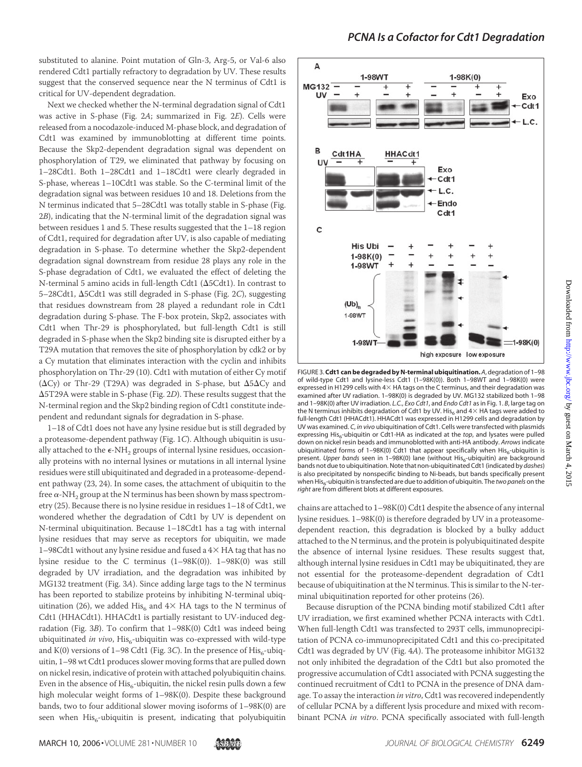substituted to alanine. Point mutation of Gln-3, Arg-5, or Val-6 also rendered Cdt1 partially refractory to degradation by UV. These results suggest that the conserved sequence near the N terminus of Cdt1 is critical for UV-dependent degradation.

Next we checked whether the N-terminal degradation signal of Cdt1 was active in S-phase (Fig. 2*A*; summarized in Fig. 2*E*). Cells were released from a nocodazole-induced M-phase block, and degradation of Cdt1 was examined by immunoblotting at different time points. Because the Skp2-dependent degradation signal was dependent on phosphorylation of T29, we eliminated that pathway by focusing on 1–28Cdt1. Both 1–28Cdt1 and 1–18Cdt1 were clearly degraded in S-phase, whereas 1–10Cdt1 was stable. So the C-terminal limit of the degradation signal was between residues 10 and 18. Deletions from the N terminus indicated that 5–28Cdt1 was totally stable in S-phase (Fig. 2*B*), indicating that the N-terminal limit of the degradation signal was between residues 1 and 5. These results suggested that the 1–18 region of Cdt1, required for degradation after UV, is also capable of mediating degradation in S-phase. To determine whether the Skp2-dependent degradation signal downstream from residue 28 plays any role in the S-phase degradation of Cdt1, we evaluated the effect of deleting the N-terminal 5 amino acids in full-length Cdt1 (Δ5Cdt1). In contrast to 5–28Cdt1, Δ5Cdt1 was still degraded in S-phase (Fig. 2*C*), suggesting that residues downstream from 28 played a redundant role in Cdt1 degradation during S-phase. The F-box protein, Skp2, associates with Cdt1 when Thr-29 is phosphorylated, but full-length Cdt1 is still degraded in S-phase when the Skp2 binding site is disrupted either by a T29A mutation that removes the site of phosphorylation by cdk2 or by a Cy mutation that eliminates interaction with the cyclin and inhibits phosphorylation on Thr-29 (10). Cdt1 with mutation of either Cy motif (ΔCy) or Thr-29 (T29A) was degraded in S-phase, but Δ5ΔCy and Δ5T29A were stable in S-phase (Fig. 2*D*). These results suggest that the N-terminal region and the Skp2 binding region of Cdt1 constitute independent and redundant signals for degradation in S-phase.

1–18 of Cdt1 does not have any lysine residue but is still degraded by a proteasome-dependent pathway (Fig. 1*C*). Although ubiquitin is usually attached to the $\epsilon$-$NH_2$ groups of internal lysine residues, occasionally proteins with no internal lysines or mutations in all internal lysine residues were still ubiquitinated and degraded in a proteasome-dependent pathway (23, 24). In some cases, the attachment of ubiquitin to the free $\alpha$-$NH_2$ group at the N terminus has been shown by mass spectrometry (25). Because there is no lysine residue in residues 1–18 of Cdt1, we wondered whether the degradation of Cdt1 by UV is dependent on N-terminal ubiquitination. Because 1–18Cdt1 has a tag with internal lysine residues that may serve as receptors for ubiquitin, we made 1–98Cdt1 without any lysine residue and fused a 4× HA tag that has no lysine residue to the C terminus (1–98K(0)). 1–98K(0) was still degraded by UV irradiation, and the degradation was inhibited by MG132 treatment (Fig. 3*A*). Since adding large tags to the N terminus has been reported to stabilize proteins by inhibiting N-terminal ubiquitination (26), we added $His_6$ and 4× HA tags to the N terminus of Cdt1 (HHACdt1). HHACdt1 is partially resistant to UV-induced degradation (Fig. 3*B*). To confirm that 1–98K(0) Cdt1 was indeed being ubiquitinated *in vivo*, $His_6$-ubiquitin was co-expressed with wild-type and K(0) versions of 1–98 Cdt1 (Fig. 3*C*). In the presence of $His_6$-ubiquitin, 1–98 wt Cdt1 produces slower moving forms that are pulled down on nickel resin, indicative of protein with attached polyubiquitin chains. Even in the absence of $His_6$-ubiquitin, the nickel resin pulls down a few high molecular weight forms of 1–98K(0). Despite these background bands, two to four additional slower moving isoforms of 1–98K(0) are seen when $His_6$-ubiquitin is present, indicating that polyubiquitin

FIGURE 3. **Cdt1 can be degraded by N-terminal ubiquitination.** *A*, degradation of 1–98 of wild-type Cdt1 and lysine-less Cdt1 (1–98K(0)). Both 1–98WT and 1–98K(0) were expressed in H1299 cells with 4× HA tags on the C terminus, and their degradation was examined after UV radiation. 1–98K(0) is degraded by UV. MG132 stabilized both 1–98 and 1–98K(0) after UV irradiation. *L.C.*, *Exo Cdt1*, and *Endo Cdt1* as in Fig. 1. *B*, large tag on the N terminus inhibits degradation of Cdt1 by UV. $His_6$ and 4× HA tags were added to full-length Cdt1 (HHACdt1). HHACdt1 was expressed in H1299 cells and degradation by UV was examined. *C*, *in vivo* ubiquitination of Cdt1. Cells were transfected with plasmids expressing $His_6$-ubiquitin or Cdt1-HA as indicated at the *top*, and lysates were pulled down on nickel resin beads and immunoblotted with anti-HA antibody. *Arrows* indicate ubiquitinated forms of 1–98K(0) Cdt1 that appear specifically when $His_6$-ubiquitin is present. *Upper bands* seen in 1–98K(0) lane (without $His_6$-ubiquitin) are background bands not due to ubiquitination. Note that non-ubiquitinated Cdt1 (indicated by *dashes*) is also precipitated by nonspecific binding to Ni-beads, but bands specifically present when $His_6$-ubiquitin is transfected are due to addition of ubiquitin. The *two panels* on the *right* are from different blots at different exposures.

chains are attached to 1–98K(0) Cdt1 despite the absence of any internal lysine residues. 1–98K(0) is therefore degraded by UV in a proteasome-dependent reaction, this degradation is blocked by a bulky adduct attached to the N terminus, and the protein is polyubiquitinated despite the absence of internal lysine residues. These results suggest that, although internal lysine residues in Cdt1 may be ubiquitinated, they are not essential for the proteasome-dependent degradation of Cdt1 because of ubiquitination at the N terminus. This is similar to the N-terminal ubiquitination reported for other proteins (26).

Because disruption of the PCNA binding motif stabilized Cdt1 after UV irradiation, we first examined whether PCNA interacts with Cdt1. When full-length Cdt1 was transfected to 293T cells, immunoprecipitation of PCNA co-immunoprecipitated Cdt1 and this co-precipitated Cdt1 was degraded by UV (Fig. 4*A*). The proteasome inhibitor MG132 not only inhibited the degradation of the Cdt1 but also promoted the progressive accumulation of Cdt1 associated with PCNA suggesting the continued recruitment of Cdt1 to PCNA in the presence of DNA damage. To assay the interaction *in vitro*, Cdt1 was recovered independently of cellular PCNA by a different lysis procedure and mixed with recombinant PCNA *in vitro*. PCNA specifically associated with full-length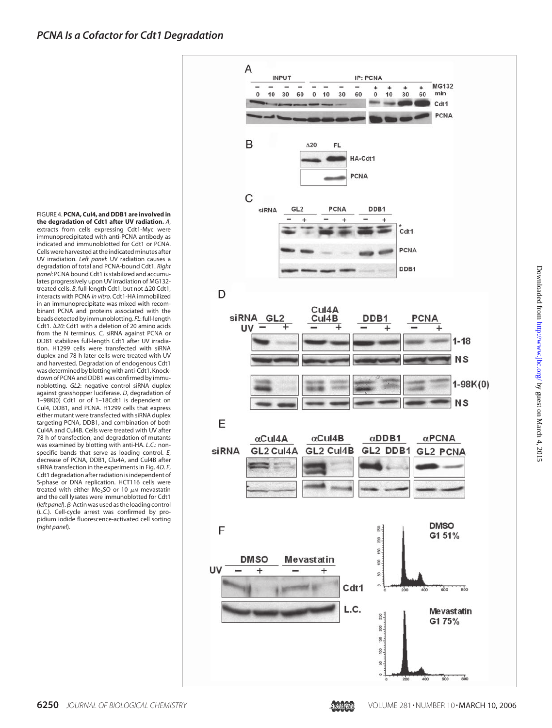FIGURE 4. **PCNA, Cul4, and DDB1 are involved in the degradation of Cdt1 after UV radiation.** *A*, extracts from cells expressing Cdt1-Myc were immunoprecipitated with anti-PCNA antibody as indicated and immunoblotted for Cdt1 or PCNA. Cells were harvested at the indicated minutes after UV irradiation. *Left panel*: UV radiation causes a degradation of total and PCNA-bound Cdt1. *Right panel*: PCNA bound Cdt1 is stabilized and accumulates progressively upon UV irradiation of MG132-treated cells. *B*, full-length Cdt1, but not Δ20 Cdt1, interacts with PCNA *in vitro*. Cdt1-HA immobilized in an immunoprecipitate was mixed with recombinant PCNA and proteins associated with the beads detected by immunoblotting. *FL*: full-length Cdt1. *Δ20*: Cdt1 with a deletion of 20 amino acids from the N terminus. *C*, siRNA against PCNA or DDB1 stabilizes full-length Cdt1 after UV irradiation. H1299 cells were transfected with siRNA duplex and 78 h later cells were treated with UV and harvested. Degradation of endogenous Cdt1 was determined by blotting with anti-Cdt1. Knockdown of PCNA and DDB1 was confirmed by immunoblotting. *GL2*: negative control siRNA duplex against grasshopper luciferase. *D*, degradation of 1–98K(0) Cdt1 or of 1–18Cdt1 is dependent on Cul4, DDB1, and PCNA. H1299 cells that express either mutant were transfected with siRNA duplex targeting PCNA, DDB1, and combination of both Cul4A and Cul4B. Cells were treated with UV after 78 h of transfection, and degradation of mutants was examined by blotting with anti-HA. *L.C.*: nonspecific bands that serve as loading control. *E*, decrease of PCNA, DDB1, Clu4A, and Cul4B after siRNA transfection in the experiments in Fig. 4*D*. *F*, Cdt1 degradation after radiation is independent of S-phase or DNA replication. HCT116 cells were treated with either $Me_2SO$ or 10 $\mu$M mevastatin and the cell lysates were immunoblotted for Cdt1 (*left panel*). β-Actin was used as the loading control (*L.C.*). Cell-cycle arrest was confirmed by propidium iodide fluorescence-activated cell sorting (*right panel*).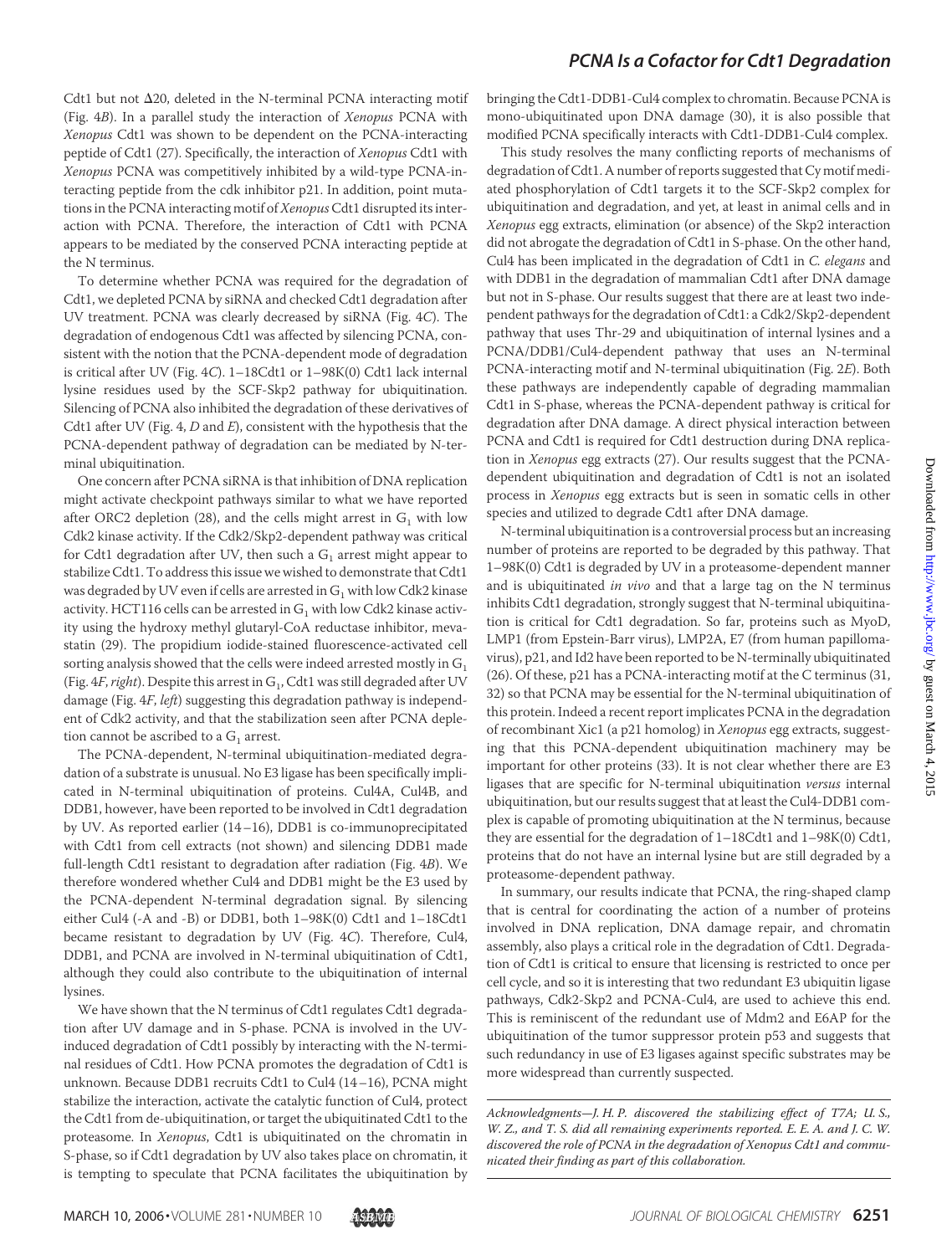Cdt1 but not Δ20, deleted in the N-terminal PCNA interacting motif (Fig. 4*B*). In a parallel study the interaction of *Xenopus* PCNA with *Xenopus* Cdt1 was shown to be dependent on the PCNA-interacting peptide of Cdt1 (27). Specifically, the interaction of *Xenopus* Cdt1 with *Xenopus* PCNA was competitively inhibited by a wild-type PCNA-interacting peptide from the cdk inhibitor p21. In addition, point mutations in the PCNA interacting motif of *Xenopus* Cdt1 disrupted its interaction with PCNA. Therefore, the interaction of Cdt1 with PCNA appears to be mediated by the conserved PCNA interacting peptide at the N terminus.

To determine whether PCNA was required for the degradation of Cdt1, we depleted PCNA by siRNA and checked Cdt1 degradation after UV treatment. PCNA was clearly decreased by siRNA (Fig. 4*C*). The degradation of endogenous Cdt1 was affected by silencing PCNA, consistent with the notion that the PCNA-dependent mode of degradation is critical after UV (Fig. 4*C*). 1–18Cdt1 or 1–98K(0) Cdt1 lack internal lysine residues used by the SCF-Skp2 pathway for ubiquitination. Silencing of PCNA also inhibited the degradation of these derivatives of Cdt1 after UV (Fig. 4, *D* and *E*), consistent with the hypothesis that the PCNA-dependent pathway of degradation can be mediated by N-terminal ubiquitination.

One concern after PCNA siRNA is that inhibition of DNA replication might activate checkpoint pathways similar to what we have reported after ORC2 depletion (28), and the cells might arrest in $G_1$ with low Cdk2 kinase activity. If the Cdk2/Skp2-dependent pathway was critical for Cdt1 degradation after UV, then such a $G_1$ arrest might appear to stabilize Cdt1. To address this issue we wished to demonstrate that Cdt1 was degraded by UV even if cells are arrested in $G_1$ with low Cdk2 kinase activity. HCT116 cells can be arrested in $G_1$ with low Cdk2 kinase activity using the hydroxy methyl glutaryl-CoA reductase inhibitor, mevastatin (29). The propidium iodide-stained fluorescence-activated cell sorting analysis showed that the cells were indeed arrested mostly in $G_1$ (Fig. 4*F*, *right*). Despite this arrest in $G_1$, Cdt1 was still degraded after UV damage (Fig. 4*F*, *left*) suggesting this degradation pathway is independent of Cdk2 activity, and that the stabilization seen after PCNA depletion cannot be ascribed to a $G_1$ arrest.

The PCNA-dependent, N-terminal ubiquitination-mediated degradation of a substrate is unusual. No E3 ligase has been specifically implicated in N-terminal ubiquitination of proteins. Cul4A, Cul4B, and DDB1, however, have been reported to be involved in Cdt1 degradation by UV. As reported earlier (14–16), DDB1 is co-immunoprecipitated with Cdt1 from cell extracts (not shown) and silencing DDB1 made full-length Cdt1 resistant to degradation after radiation (Fig. 4*B*). We therefore wondered whether Cul4 and DDB1 might be the E3 used by the PCNA-dependent N-terminal degradation signal. By silencing either Cul4 (-A and -B) or DDB1, both 1–98K(0) Cdt1 and 1–18Cdt1 became resistant to degradation by UV (Fig. 4*C*). Therefore, Cul4, DDB1, and PCNA are involved in N-terminal ubiquitination of Cdt1, although they could also contribute to the ubiquitination of internal lysines.

We have shown that the N terminus of Cdt1 regulates Cdt1 degradation after UV damage and in S-phase. PCNA is involved in the UV-induced degradation of Cdt1 possibly by interacting with the N-terminal residues of Cdt1. How PCNA promotes the degradation of Cdt1 is unknown. Because DDB1 recruits Cdt1 to Cul4 (14–16), PCNA might stabilize the interaction, activate the catalytic function of Cul4, protect the Cdt1 from de-ubiquitination, or target the ubiquitinated Cdt1 to the proteasome. In *Xenopus*, Cdt1 is ubiquitinated on the chromatin in S-phase, so if Cdt1 degradation by UV also takes place on chromatin, it is tempting to speculate that PCNA facilitates the ubiquitination by bringing the Cdt1-DDB1-Cul4 complex to chromatin. Because PCNA is mono-ubiquitinated upon DNA damage (30), it is also possible that modified PCNA specifically interacts with Cdt1-DDB1-Cul4 complex.

This study resolves the many conflicting reports of mechanisms of degradation of Cdt1. A number of reports suggested that Cy motif mediated phosphorylation of Cdt1 targets it to the SCF-Skp2 complex for ubiquitination and degradation, and yet, at least in animal cells and in *Xenopus* egg extracts, elimination (or absence) of the Skp2 interaction did not abrogate the degradation of Cdt1 in S-phase. On the other hand, Cul4 has been implicated in the degradation of Cdt1 in *C. elegans* and with DDB1 in the degradation of mammalian Cdt1 after DNA damage but not in S-phase. Our results suggest that there are at least two independent pathways for the degradation of Cdt1: a Cdk2/Skp2-dependent pathway that uses Thr-29 and ubiquitination of internal lysines and a PCNA/DDB1/Cul4-dependent pathway that uses an N-terminal PCNA-interacting motif and N-terminal ubiquitination (Fig. 2*E*). Both these pathways are independently capable of degrading mammalian Cdt1 in S-phase, whereas the PCNA-dependent pathway is critical for degradation after DNA damage. A direct physical interaction between PCNA and Cdt1 is required for Cdt1 destruction during DNA replication in *Xenopus* egg extracts (27). Our results suggest that the PCNA-dependent ubiquitination and degradation of Cdt1 is not an isolated process in *Xenopus* egg extracts but is seen in somatic cells in other species and utilized to degrade Cdt1 after DNA damage.

N-terminal ubiquitination is a controversial process but an increasing number of proteins are reported to be degraded by this pathway. That 1–98K(0) Cdt1 is degraded by UV in a proteasome-dependent manner and is ubiquitinated *in vivo* and that a large tag on the N terminus inhibits Cdt1 degradation, strongly suggest that N-terminal ubiquitination is critical for Cdt1 degradation. So far, proteins such as MyoD, LMP1 (from Epstein-Barr virus), LMP2A, E7 (from human papillomavirus), p21, and Id2 have been reported to be N-terminally ubiquitinated (26). Of these, p21 has a PCNA-interacting motif at the C terminus (31, 32) so that PCNA may be essential for the N-terminal ubiquitination of this protein. Indeed a recent report implicates PCNA in the degradation of recombinant Xic1 (a p21 homolog) in *Xenopus* egg extracts, suggesting that this PCNA-dependent ubiquitination machinery may be important for other proteins (33). It is not clear whether there are E3 ligases that are specific for N-terminal ubiquitination *versus* internal ubiquitination, but our results suggest that at least the Cul4-DDB1 complex is capable of promoting ubiquitination at the N terminus, because they are essential for the degradation of 1–18Cdt1 and 1–98K(0) Cdt1, proteins that do not have an internal lysine but are still degraded by a proteasome-dependent pathway.

In summary, our results indicate that PCNA, the ring-shaped clamp that is central for coordinating the action of a number of proteins involved in DNA replication, DNA damage repair, and chromatin assembly, also plays a critical role in the degradation of Cdt1. Degradation of Cdt1 is critical to ensure that licensing is restricted to once per cell cycle, and so it is interesting that two redundant E3 ubiquitin ligase pathways, Cdk2-Skp2 and PCNA-Cul4, are used to achieve this end. This is reminiscent of the redundant use of Mdm2 and E6AP for the ubiquitination of the tumor suppressor protein p53 and suggests that such redundancy in use of E3 ligases against specific substrates may be more widespread than currently suspected.

*Acknowledgments—J. H. P. discovered the stabilizing effect of T7A; U. S., W. Z., and T. S. did all remaining experiments reported. E. E. A. and J. C. W. discovered the role of PCNA in the degradation of Xenopus Cdt1 and communicated their finding as part of this collaboration.*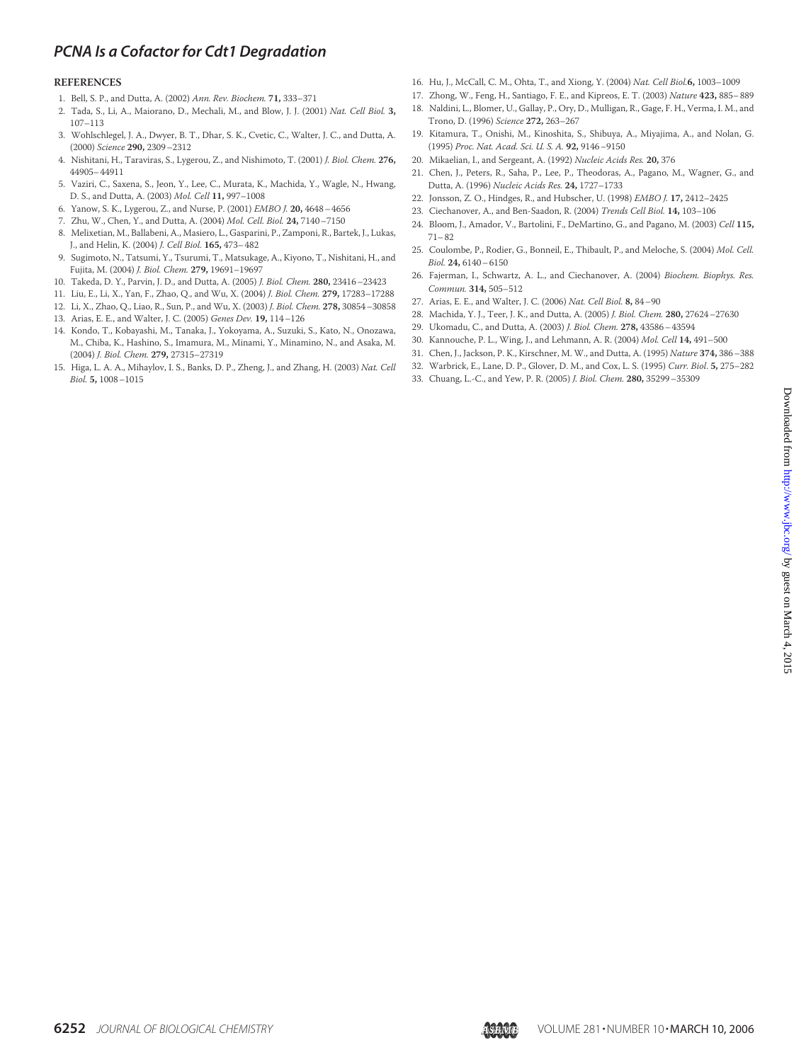## REFERENCES

1. Bell, S. P., and Dutta, A. (2002) *Ann. Rev. Biochem.* **71,** 333–371
2. Tada, S., Li, A., Maiorano, D., Mechali, M., and Blow, J. J. (2001) *Nat. Cell Biol.* **3,** 107–113
3. Wohlschlegel, J. A., Dwyer, B. T., Dhar, S. K., Cvetic, C., Walter, J. C., and Dutta, A. (2000) *Science* **290,** 2309–2312
4. Nishitani, H., Taraviras, S., Lygerou, Z., and Nishimoto, T. (2001) *J. Biol. Chem.* **276,** 44905–44911
5. Vaziri, C., Saxena, S., Jeon, Y., Lee, C., Murata, K., Machida, Y., Wagle, N., Hwang, D. S., and Dutta, A. (2003) *Mol. Cell* **11,** 997–1008
6. Yanow, S. K., Lygerou, Z., and Nurse, P. (2001) *EMBO J.* **20,** 4648–4656
7. Zhu, W., Chen, Y., and Dutta, A. (2004) *Mol. Cell. Biol.* **24,** 7140–7150
8. Melixetian, M., Ballabeni, A., Masiero, L., Gasparini, P., Zamponi, R., Bartek, J., Lukas, J., and Helin, K. (2004) *J. Cell Biol.* **165,** 473–482
9. Sugimoto, N., Tatsumi, Y., Tsurumi, T., Matsukage, A., Kiyono, T., Nishitani, H., and Fujita, M. (2004) *J. Biol. Chem.* **279,** 19691–19697
10. Takeda, D. Y., Parvin, J. D., and Dutta, A. (2005) *J. Biol. Chem.* **280,** 23416–23423
11. Liu, E., Li, X., Yan, F., Zhao, Q., and Wu, X. (2004) *J. Biol. Chem.* **279,** 17283–17288
12. Li, X., Zhao, Q., Liao, R., Sun, P., and Wu, X. (2003) *J. Biol. Chem.* **278,** 30854–30858
13. Arias, E. E., and Walter, J. C. (2005) *Genes Dev.* **19,** 114–126
14. Kondo, T., Kobayashi, M., Tanaka, J., Yokoyama, A., Suzuki, S., Kato, N., Onozawa, M., Chiba, K., Hashino, S., Imamura, M., Minami, Y., Minamino, N., and Asaka, M. (2004) *J. Biol. Chem.* **279,** 27315–27319
15. Higa, L. A. A., Mihaylov, I. S., Banks, D. P., Zheng, J., and Zhang, H. (2003) *Nat. Cell Biol.* **5,** 1008–1015
16. Hu, J., McCall, C. M., Ohta, T., and Xiong, Y. (2004) *Nat. Cell Biol.* **6,** 1003–1009
17. Zhong, W., Feng, H., Santiago, F. E., and Kipreos, E. T. (2003) *Nature* **423,** 885–889
18. Naldini, L., Blomer, U., Gallay, P., Ory, D., Mulligan, R., Gage, F. H., Verma, I. M., and Trono, D. (1996) *Science* **272,** 263–267
19. Kitamura, T., Onishi, M., Kinoshita, S., Shibuya, A., Miyajima, A., and Nolan, G. (1995) *Proc. Nat. Acad. Sci. U. S. A.* **92,** 9146–9150
20. Mikaelian, I., and Sergeant, A. (1992) *Nucleic Acids Res.* **20,** 376
21. Chen, J., Peters, R., Saha, P., Lee, P., Theodoras, A., Pagano, M., Wagner, G., and Dutta, A. (1996) *Nucleic Acids Res.* **24,** 1727–1733
22. Jonsson, Z. O., Hindges, R., and Hubscher, U. (1998) *EMBO J.* **17,** 2412–2425
23. Ciechanover, A., and Ben-Saadon, R. (2004) *Trends Cell Biol.* **14,** 103–106
24. Bloom, J., Amador, V., Bartolini, F., DeMartino, G., and Pagano, M. (2003) *Cell* **115,** 71–82
25. Coulombe, P., Rodier, G., Bonneil, E., Thibault, P., and Meloche, S. (2004) *Mol. Cell. Biol.* **24,** 6140–6150
26. Fajerman, I., Schwartz, A. L., and Ciechanover, A. (2004) *Biochem. Biophys. Res. Commun.* **314,** 505–512
27. Arias, E. E., and Walter, J. C. (2006) *Nat. Cell Biol.* **8,** 84–90
28. Machida, Y. J., Teer, J. K., and Dutta, A. (2005) *J. Biol. Chem.* **280,** 27624–27630
29. Ukomadu, C., and Dutta, A. (2003) *J. Biol. Chem.* **278,** 43586–43594
30. Kannouche, P. L., Wing, J., and Lehmann, A. R. (2004) *Mol. Cell* **14,** 491–500
31. Chen, J., Jackson, P. K., Kirschner, M. W., and Dutta, A. (1995) *Nature* **374,** 386–388
32. Warbrick, E., Lane, D. P., Glover, D. M., and Cox, L. S. (1995) *Curr. Biol.* **5,** 275–282
33. Chuang, L.-C., and Yew, P. R. (2005) *J. Biol. Chem.* **280,** 35299–35309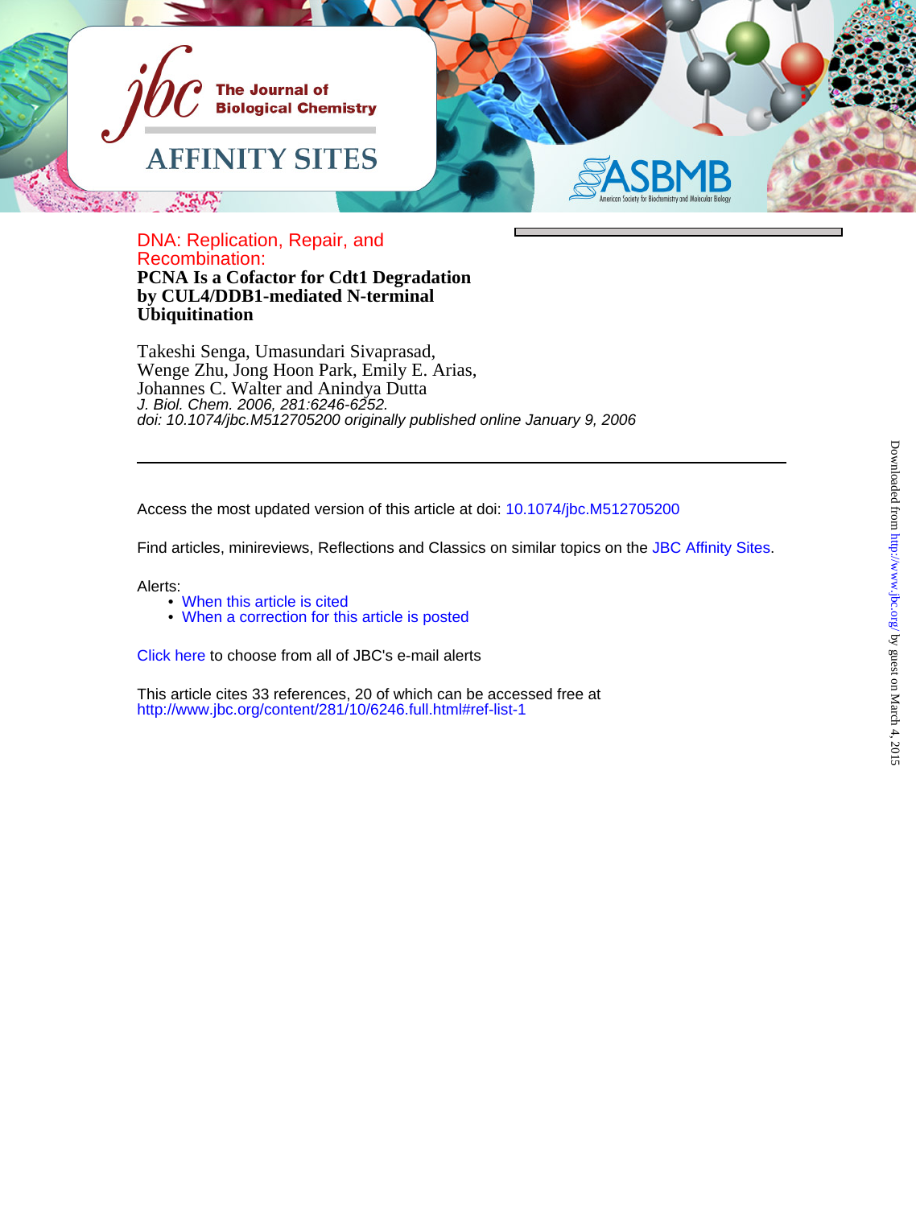# The Journal of Biological Chemistry

## AFFINITY SITES

ASBMB

American Society for Biochemistry and Molecular Biology

DNA: Replication, Repair, and Recombination:

**PCNA Is a Cofactor for Cdt1 Degradation by CUL4/DDB1-mediated N-terminal Ubiquitination**

Takeshi Senga, Umasundari Sivaprasad, Wenge Zhu, Jong Hoon Park, Emily E. Arias, Johannes C. Walter and Anindya Dutta

*J. Biol. Chem. 2006, 281:6246-6252.*

*doi: 10.1074/jbc.M512705200 originally published online January 9, 2006*

---

Access the most updated version of this article at doi: 10.1074/jbc.M512705200

Find articles, minireviews, Reflections and Classics on similar topics on the JBC Affinity Sites.

Alerts:

- When this article is cited
- When a correction for this article is posted

Click here to choose from all of JBC's e-mail alerts

This article cites 33 references, 20 of which can be accessed free at http://www.jbc.org/content/281/10/6246.full.html#ref-list-1

Downloaded from http://www.jbc.org/ by guest on March 4, 2015